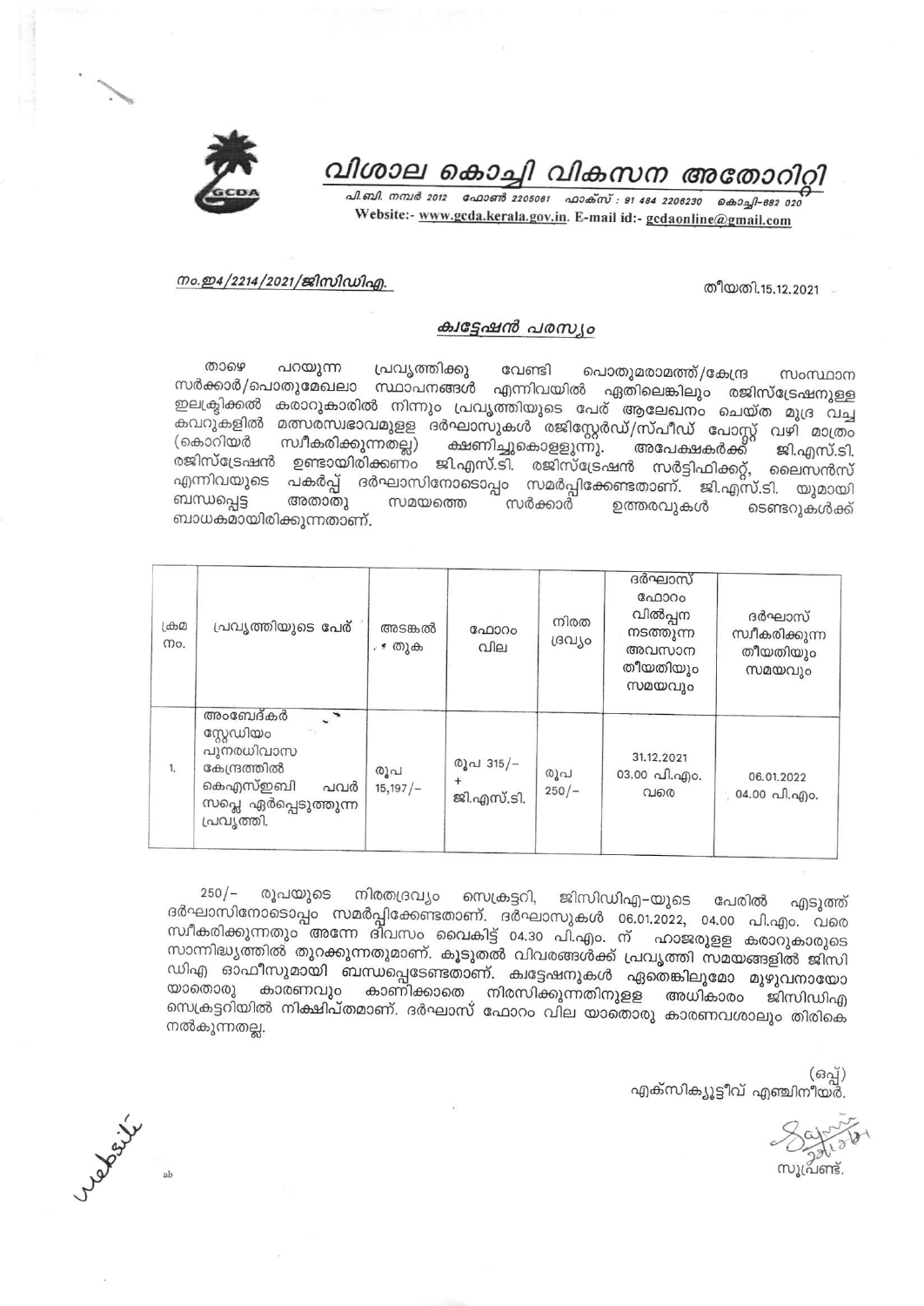# വിശാല കൊച്ചി വികസന അതോറിറ്റി

പി.ബി. നമ്പർ 2012 ഫോൺ 2205061 ഫാക്സ് : 91 484 2206230 കൊച്ചി-682 020

Website:- www.gcda.kerala.gov.in. E-mail id:- gcdaonline@gmail.com

നം.ഇ4/2214/2021/ജിസിഡിഎ.

തീയതി.15.12.2021

## ക്വട്ടേഷൻ പരസ്യം

താഴെ പറയുന്ന പ്രവൃത്തിക്കു വേണ്ടി പൊതുമരാമത്ത്/കേന്ദ്ര സംസ്ഥാന സർക്കാർ/പൊതുമേഖലാ സ്ഥാപനങ്ങൾ എന്നിവയിൽ ഏതിലെങ്കിലും രജിസ്ട്രേഷനുള്ള ഇലക്ട്രിക്കൽ കരാറുകാരിൽ നിന്നും പ്രവൃത്തിയുടെ പേര് ആലേഖനം ചെയ്ത മുദ്ര വച്ച കവറുകളിൽ മത്സരസ്വഭാവമുള്ള ദർഘാസുകൾ രജിസ്റ്റേർഡ്/സ്പീഡ് പോസ്റ്റ് വഴി മാത്രം (കൊറിയർ സ്വീകരിക്കുന്നതല്ല) ക്ഷണിച്ചുകൊള്ളുന്നു. അപേക്ഷകർക്ക് ജി.എസ്.ടി. രജിസ്ട്രേഷൻ ഉണ്ടായിരിക്കണം ജി.എസ്.ടി. രജിസ്ട്രേഷൻ സർട്ടിഫിക്കറ്റ്, ലൈസൻസ് എന്നിവയുടെ പകർപ്പ് ദർഘാസിനോടൊപ്പം സമർപ്പിക്കേണ്ടതാണ്. ജി.എസ്.ടി. യുമായി ബന്ധപ്പെട്ട അതാതു സമയത്തെ സർക്കാർ ഉത്തരവുകൾ ടെണ്ടറുകൾക്ക് ബാധകമായിരിക്കുന്നതാണ്.

| ക്രമ നം. | പ്രവൃത്തിയുടെ പേര് | അടങ്കൽ തുക | ഫോറം വില | നിരത ദ്രവ്യം | ദർഘാസ് ഫോറം വിൽപ്പന നടത്തുന്ന അവസാന തീയതിയും സമയവും | ദർഘാസ് സ്വീകരിക്കുന്ന തീയതിയും സമയവും |
|---|---|---|---|---|---|---|
| 1. | അംബേദ്കർ സ്റ്റേഡിയം പുനരധിവാസ കേന്ദ്രത്തിൽ കെഎസ്ഇബി പവർ സപ്ലെ ഏർപ്പെടുത്തുന്ന പ്രവൃത്തി. | രൂപ 15,197/- | രൂപ 315/- + ജി.എസ്.ടി. | രൂപ 250/- | 31.12.2021 03.00 പി.എം. വരെ | 06.01.2022 04.00 പി.എം. |

250/- രൂപയുടെ നിരതദ്രവ്യം സെക്രട്ടറി, ജിസിഡിഎ-യുടെ പേരിൽ എടുത്ത് ദർഘാസിനോടൊപ്പം സമർപ്പിക്കേണ്ടതാണ്. ദർഘാസുകൾ 06.01.2022, 04.00 പി.എം. വരെ സ്വീകരിക്കുന്നതും അന്നേ ദിവസം വൈകിട്ട് 04.30 പി.എം. ന് ഹാജരുള്ള കരാറുകാരുടെ സാന്നിദ്ധ്യത്തിൽ തുറക്കുന്നതുമാണ്. കൂടുതൽ വിവരങ്ങൾക്ക് പ്രവൃത്തി സമയങ്ങളിൽ ജിസി ഡിഎ ഓഫീസുമായി ബന്ധപ്പെടേണ്ടതാണ്. ക്വട്ടേഷനുകൾ ഏതെങ്കിലുമോ മുഴുവനായോ യാതൊരു കാരണവും കാണിക്കാതെ നിരസിക്കുന്നതിനുള്ള അധികാരം ജിസിഡിഎ സെക്രട്ടറിയിൽ നിക്ഷിപ്തമാണ്. ദർഘാസ് ഫോറം വില യാതൊരു കാരണവശാലും തിരികെ നൽകുന്നതല്ല.

(ഒപ്പ്)
എക്സിക്യൂട്ടീവ് എഞ്ചിനീയർ.

സൂപ്രണ്ട്.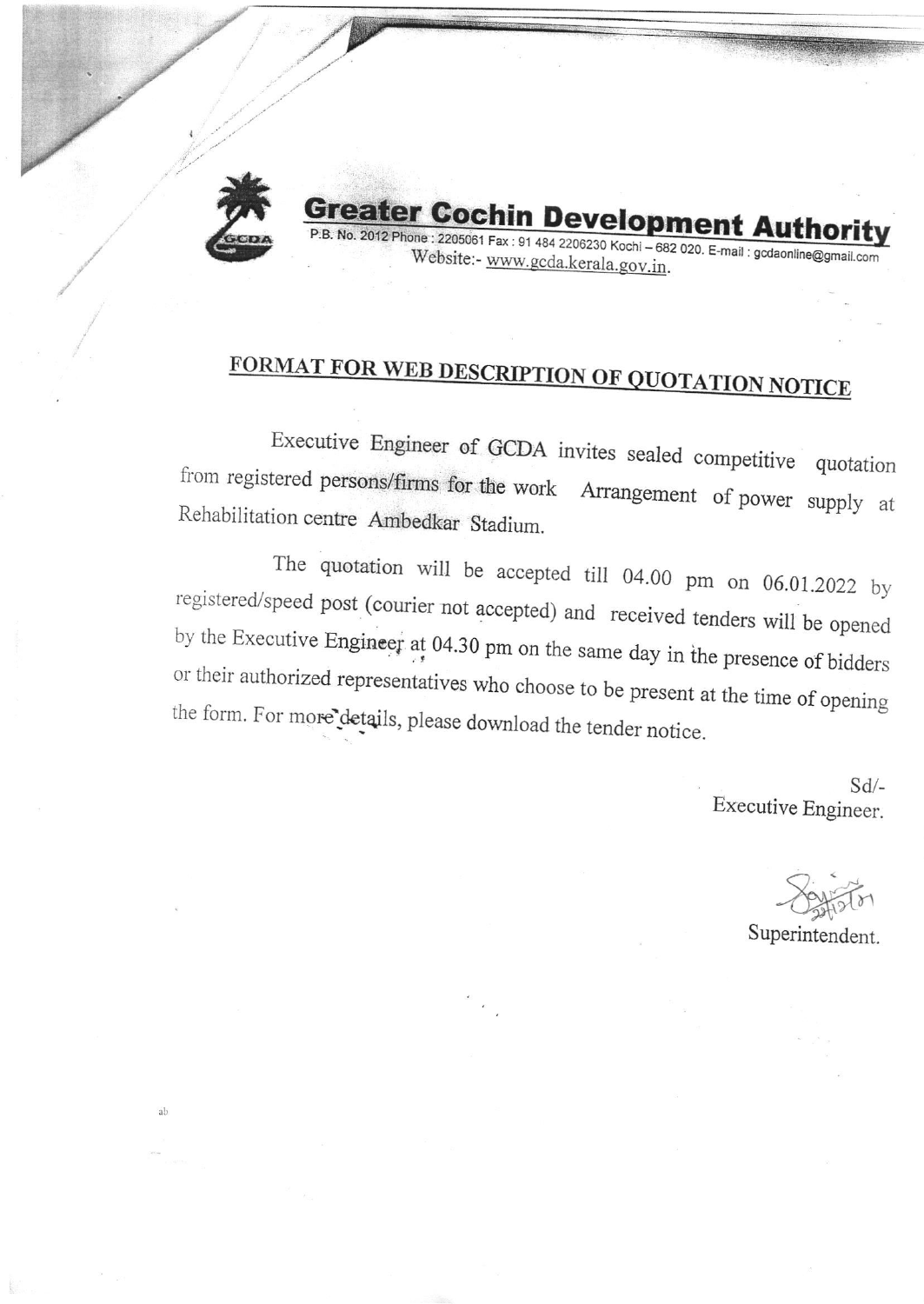**Greater Cochin Development Authority**

P.B. No. 2012 Phone : 2205061 Fax : 91 484 2206230 Kochi – 682 020. E-mail : gcdaonline@gmail.com
Website:- www.gcda.kerala.gov.in.

## FORMAT FOR WEB DESCRIPTION OF QUOTATION NOTICE

Executive Engineer of GCDA invites sealed competitive quotation from registered persons/firms for the work Arrangement of power supply at Rehabilitation centre Ambedkar Stadium.

The quotation will be accepted till 04.00 pm on 06.01.2022 by registered/speed post (courier not accepted) and received tenders will be opened by the Executive Engineer at 04.30 pm on the same day in the presence of bidders or their authorized representatives who choose to be present at the time of opening the form. For more details, please download the tender notice.

Sd/-
Executive Engineer.

Superintendent.